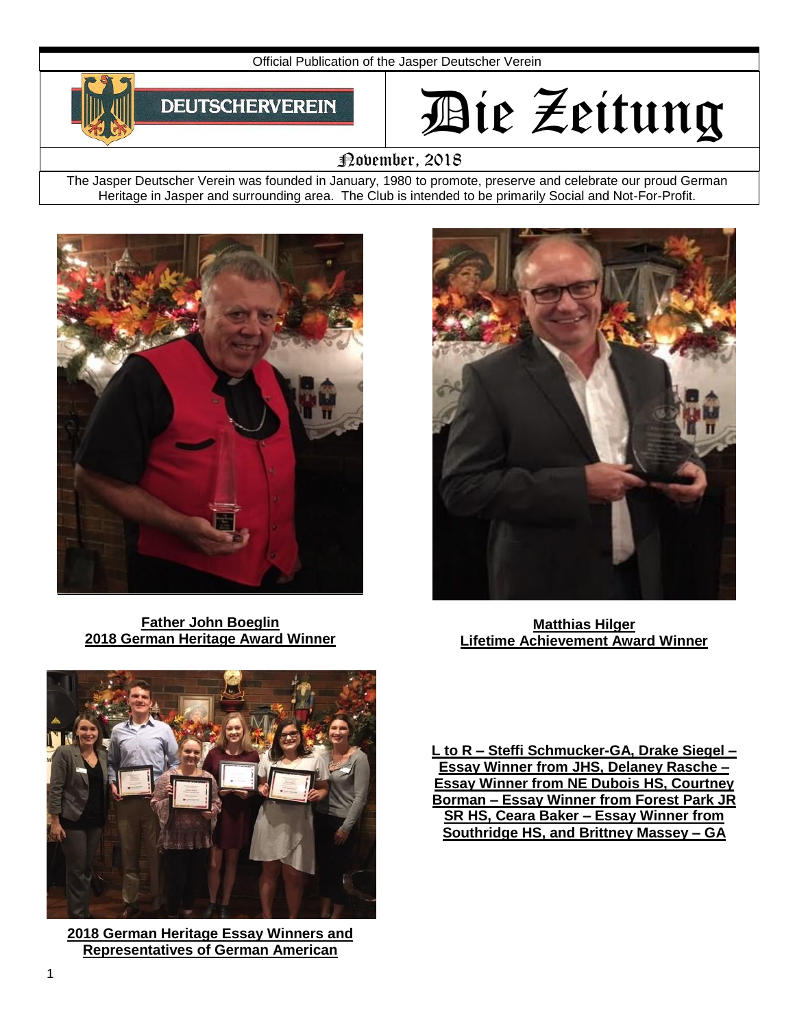Official Publication of the Jasper Deutscher Verein

DEUTSCHERVEREIN

# Die Zeitung

November, 2018

The Jasper Deutscher Verein was founded in January, 1980 to promote, preserve and celebrate our proud German Heritage in Jasper and surrounding area. The Club is intended to be primarily Social and Not-For-Profit.

**Father John Boeglin**
**2018 German Heritage Award Winner**

**Matthias Hilger**
**Lifetime Achievement Award Winner**

**2018 German Heritage Essay Winners and Representatives of German American**

**L to R – Steffi Schmucker-GA, Drake Siegel – Essay Winner from JHS, Delaney Rasche – Essay Winner from NE Dubois HS, Courtney Borman – Essay Winner from Forest Park JR SR HS, Ceara Baker – Essay Winner from Southridge HS, and Brittney Massey – GA**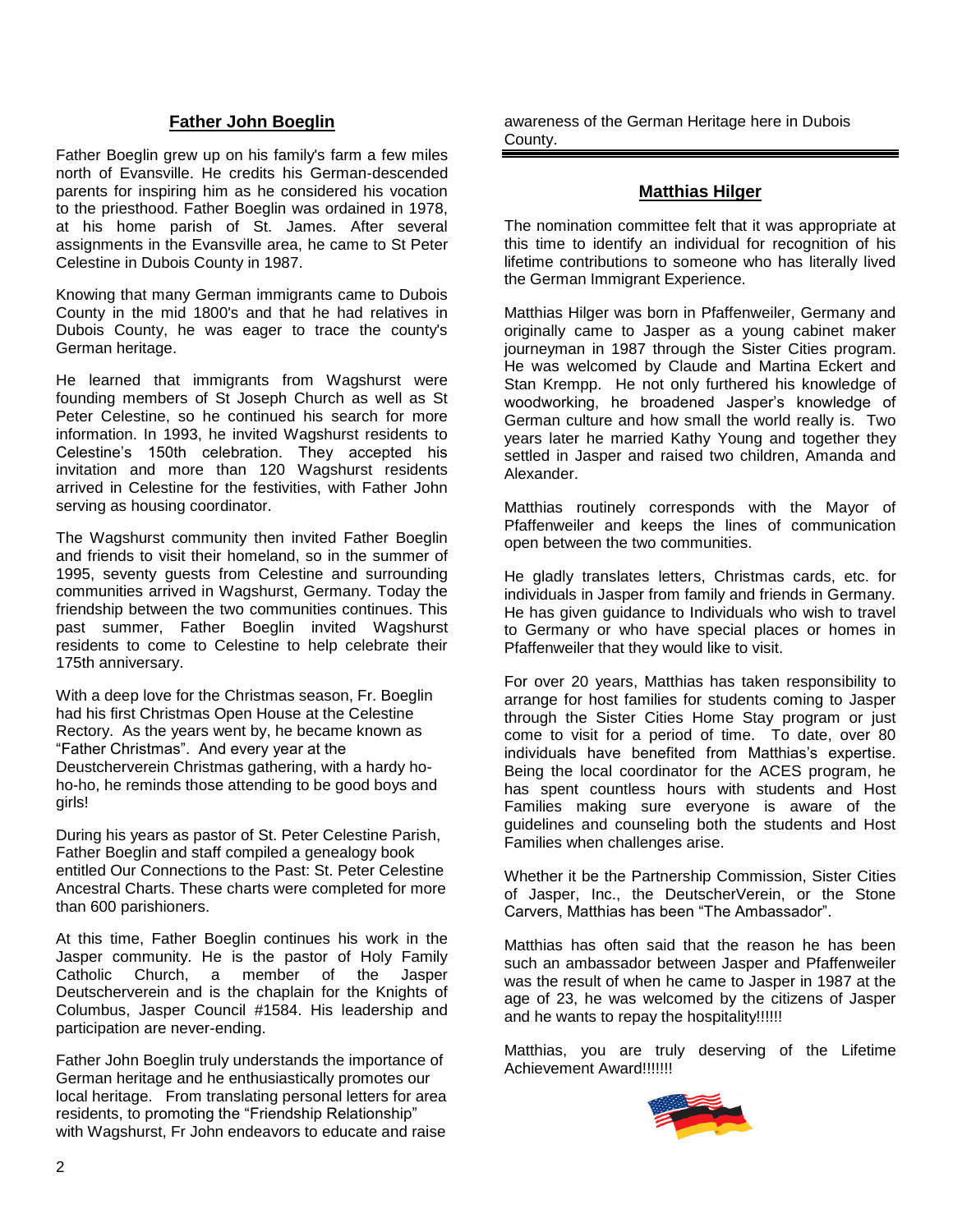## Father John Boeglin

Father Boeglin grew up on his family's farm a few miles north of Evansville. He credits his German-descended parents for inspiring him as he considered his vocation to the priesthood. Father Boeglin was ordained in 1978, at his home parish of St. James. After several assignments in the Evansville area, he came to St Peter Celestine in Dubois County in 1987.

Knowing that many German immigrants came to Dubois County in the mid 1800's and that he had relatives in Dubois County, he was eager to trace the county's German heritage.

He learned that immigrants from Wagshurst were founding members of St Joseph Church as well as St Peter Celestine, so he continued his search for more information. In 1993, he invited Wagshurst residents to Celestine's 150th celebration. They accepted his invitation and more than 120 Wagshurst residents arrived in Celestine for the festivities, with Father John serving as housing coordinator.

The Wagshurst community then invited Father Boeglin and friends to visit their homeland, so in the summer of 1995, seventy guests from Celestine and surrounding communities arrived in Wagshurst, Germany. Today the friendship between the two communities continues. This past summer, Father Boeglin invited Wagshurst residents to come to Celestine to help celebrate their 175th anniversary.

With a deep love for the Christmas season, Fr. Boeglin had his first Christmas Open House at the Celestine Rectory. As the years went by, he became known as "Father Christmas". And every year at the Deustcherverein Christmas gathering, with a hardy ho-ho-ho, he reminds those attending to be good boys and girls!

During his years as pastor of St. Peter Celestine Parish, Father Boeglin and staff compiled a genealogy book entitled Our Connections to the Past: St. Peter Celestine Ancestral Charts. These charts were completed for more than 600 parishioners.

At this time, Father Boeglin continues his work in the Jasper community. He is the pastor of Holy Family Catholic Church, a member of the Jasper Deutscherverein and is the chaplain for the Knights of Columbus, Jasper Council #1584. His leadership and participation are never-ending.

Father John Boeglin truly understands the importance of German heritage and he enthusiastically promotes our local heritage. From translating personal letters for area residents, to promoting the "Friendship Relationship" with Wagshurst, Fr John endeavors to educate and raise awareness of the German Heritage here in Dubois County.

---

## Matthias Hilger

The nomination committee felt that it was appropriate at this time to identify an individual for recognition of his lifetime contributions to someone who has literally lived the German Immigrant Experience.

Matthias Hilger was born in Pfaffenweiler, Germany and originally came to Jasper as a young cabinet maker journeyman in 1987 through the Sister Cities program. He was welcomed by Claude and Martina Eckert and Stan Krempp. He not only furthered his knowledge of woodworking, he broadened Jasper's knowledge of German culture and how small the world really is. Two years later he married Kathy Young and together they settled in Jasper and raised two children, Amanda and Alexander.

Matthias routinely corresponds with the Mayor of Pfaffenweiler and keeps the lines of communication open between the two communities.

He gladly translates letters, Christmas cards, etc. for individuals in Jasper from family and friends in Germany. He has given guidance to Individuals who wish to travel to Germany or who have special places or homes in Pfaffenweiler that they would like to visit.

For over 20 years, Matthias has taken responsibility to arrange for host families for students coming to Jasper through the Sister Cities Home Stay program or just come to visit for a period of time. To date, over 80 individuals have benefited from Matthias's expertise. Being the local coordinator for the ACES program, he has spent countless hours with students and Host Families making sure everyone is aware of the guidelines and counseling both the students and Host Families when challenges arise.

Whether it be the Partnership Commission, Sister Cities of Jasper, Inc., the DeutscherVerein, or the Stone Carvers, Matthias has been "The Ambassador".

Matthias has often said that the reason he has been such an ambassador between Jasper and Pfaffenweiler was the result of when he came to Jasper in 1987 at the age of 23, he was welcomed by the citizens of Jasper and he wants to repay the hospitality!!!!!!

Matthias, you are truly deserving of the Lifetime Achievement Award!!!!!!!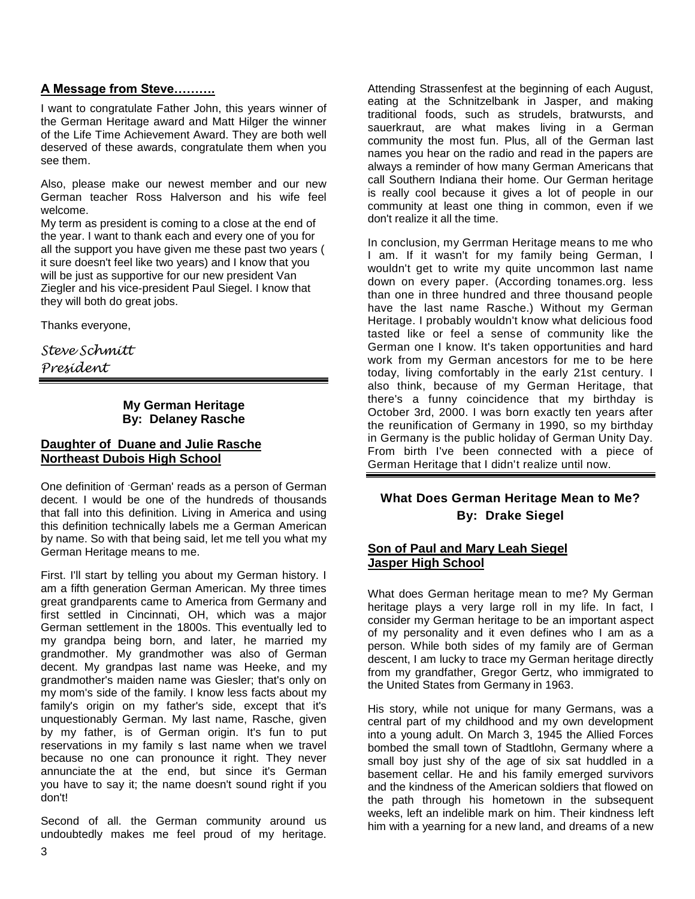## A Message from Steve……….

I want to congratulate Father John, this years winner of the German Heritage award and Matt Hilger the winner of the Life Time Achievement Award. They are both well deserved of these awards, congratulate them when you see them.

Also, please make our newest member and our new German teacher Ross Halverson and his wife feel welcome.

My term as president is coming to a close at the end of the year. I want to thank each and every one of you for all the support you have given me these past two years ( it sure doesn't feel like two years) and I know that you will be just as supportive for our new president Van Ziegler and his vice-president Paul Siegel. I know that they will both do great jobs.

Thanks everyone,

*Steve Schmitt*
*President*

---

## My German Heritage
**By: Delaney Rasche**

**Daughter of Duane and Julie Rasche**
**Northeast Dubois High School**

One definition of -German' reads as a person of German decent. I would be one of the hundreds of thousands that fall into this definition. Living in America and using this definition technically labels me a German American by name. So with that being said, let me tell you what my German Heritage means to me.

First. I'll start by telling you about my German history. I am a fifth generation German American. My three times great grandparents came to America from Germany and first settled in Cincinnati, OH, which was a major German settlement in the 1800s. This eventually led to my grandpa being born, and later, he married my grandmother. My grandmother was also of German decent. My grandpas last name was Heeke, and my grandmother's maiden name was Giesler; that's only on my mom's side of the family. I know less facts about my family's origin on my father's side, except that it's unquestionably German. My last name, Rasche, given by my father, is of German origin. It's fun to put reservations in my family s last name when we travel because no one can pronounce it right. They never annunciate the at the end, but since it's German you have to say it; the name doesn't sound right if you don't!

Second of all. the German community around us undoubtedly makes me feel proud of my heritage. Attending Strassenfest at the beginning of each August, eating at the Schnitzelbank in Jasper, and making traditional foods, such as strudels, bratwursts, and sauerkraut, are what makes living in a German community the most fun. Plus, all of the German last names you hear on the radio and read in the papers are always a reminder of how many German Americans that call Southern Indiana their home. Our German heritage is really cool because it gives a lot of people in our community at least one thing in common, even if we don't realize it all the time.

In conclusion, my Gerrman Heritage means to me who I am. If it wasn't for my family being German, I wouldn't get to write my quite uncommon last name down on every paper. (According tonames.org. less than one in three hundred and three thousand people have the last name Rasche.) Without my German Heritage. I probably wouldn't know what delicious food tasted like or feel a sense of community like the German one I know. It's taken opportunities and hard work from my German ancestors for me to be here today, living comfortably in the early 21st century. I also think, because of my German Heritage, that there's a funny coincidence that my birthday is October 3rd, 2000. I was born exactly ten years after the reunification of Germany in 1990, so my birthday in Germany is the public holiday of German Unity Day. From birth I've been connected with a piece of German Heritage that I didn't realize until now.

---

## What Does German Heritage Mean to Me?
**By: Drake Siegel**

**Son of Paul and Mary Leah Siegel**
**Jasper High School**

What does German heritage mean to me? My German heritage plays a very large roll in my life. In fact, I consider my German heritage to be an important aspect of my personality and it even defines who I am as a person. While both sides of my family are of German descent, I am lucky to trace my German heritage directly from my grandfather, Gregor Gertz, who immigrated to the United States from Germany in 1963.

His story, while not unique for many Germans, was a central part of my childhood and my own development into a young adult. On March 3, 1945 the Allied Forces bombed the small town of Stadtlohn, Germany where a small boy just shy of the age of six sat huddled in a basement cellar. He and his family emerged survivors and the kindness of the American soldiers that flowed on the path through his hometown in the subsequent weeks, left an indelible mark on him. Their kindness left him with a yearning for a new land, and dreams of a new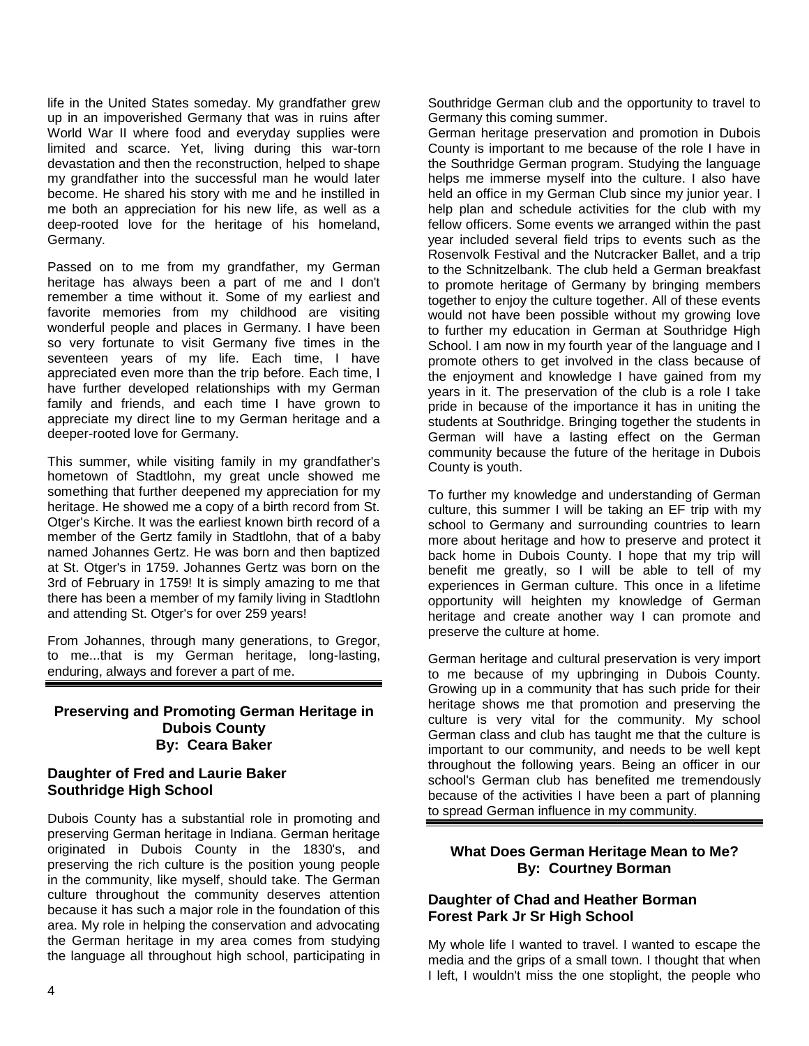life in the United States someday. My grandfather grew up in an impoverished Germany that was in ruins after World War II where food and everyday supplies were limited and scarce. Yet, living during this war-torn devastation and then the reconstruction, helped to shape my grandfather into the successful man he would later become. He shared his story with me and he instilled in me both an appreciation for his new life, as well as a deep-rooted love for the heritage of his homeland, Germany.

Passed on to me from my grandfather, my German heritage has always been a part of me and I don't remember a time without it. Some of my earliest and favorite memories from my childhood are visiting wonderful people and places in Germany. I have been so very fortunate to visit Germany five times in the seventeen years of my life. Each time, I have appreciated even more than the trip before. Each time, I have further developed relationships with my German family and friends, and each time I have grown to appreciate my direct line to my German heritage and a deeper-rooted love for Germany.

This summer, while visiting family in my grandfather's hometown of Stadtlohn, my great uncle showed me something that further deepened my appreciation for my heritage. He showed me a copy of a birth record from St. Otger's Kirche. It was the earliest known birth record of a member of the Gertz family in Stadtlohn, that of a baby named Johannes Gertz. He was born and then baptized at St. Otger's in 1759. Johannes Gertz was born on the 3rd of February in 1759! It is simply amazing to me that there has been a member of my family living in Stadtlohn and attending St. Otger's for over 259 years!

From Johannes, through many generations, to Gregor, to me...that is my German heritage, long-lasting, enduring, always and forever a part of me.

---

## Preserving and Promoting German Heritage in Dubois County
## By: Ceara Baker

### Daughter of Fred and Laurie Baker
### Southridge High School

Dubois County has a substantial role in promoting and preserving German heritage in Indiana. German heritage originated in Dubois County in the 1830's, and preserving the rich culture is the position young people in the community, like myself, should take. The German culture throughout the community deserves attention because it has such a major role in the foundation of this area. My role in helping the conservation and advocating the German heritage in my area comes from studying the language all throughout high school, participating in Southridge German club and the opportunity to travel to Germany this coming summer.

German heritage preservation and promotion in Dubois County is important to me because of the role I have in the Southridge German program. Studying the language helps me immerse myself into the culture. I also have held an office in my German Club since my junior year. I help plan and schedule activities for the club with my fellow officers. Some events we arranged within the past year included several field trips to events such as the Rosenvolk Festival and the Nutcracker Ballet, and a trip to the Schnitzelbank. The club held a German breakfast to promote heritage of Germany by bringing members together to enjoy the culture together. All of these events would not have been possible without my growing love to further my education in German at Southridge High School. I am now in my fourth year of the language and I promote others to get involved in the class because of the enjoyment and knowledge I have gained from my years in it. The preservation of the club is a role I take pride in because of the importance it has in uniting the students at Southridge. Bringing together the students in German will have a lasting effect on the German community because the future of the heritage in Dubois County is youth.

To further my knowledge and understanding of German culture, this summer I will be taking an EF trip with my school to Germany and surrounding countries to learn more about heritage and how to preserve and protect it back home in Dubois County. I hope that my trip will benefit me greatly, so I will be able to tell of my experiences in German culture. This once in a lifetime opportunity will heighten my knowledge of German heritage and create another way I can promote and preserve the culture at home.

German heritage and cultural preservation is very import to me because of my upbringing in Dubois County. Growing up in a community that has such pride for their heritage shows me that promotion and preserving the culture is very vital for the community. My school German class and club has taught me that the culture is important to our community, and needs to be well kept throughout the following years. Being an officer in our school's German club has benefited me tremendously because of the activities I have been a part of planning to spread German influence in my community.

---

## What Does German Heritage Mean to Me?
## By: Courtney Borman

### Daughter of Chad and Heather Borman
### Forest Park Jr Sr High School

My whole life I wanted to travel. I wanted to escape the media and the grips of a small town. I thought that when I left, I wouldn't miss the one stoplight, the people who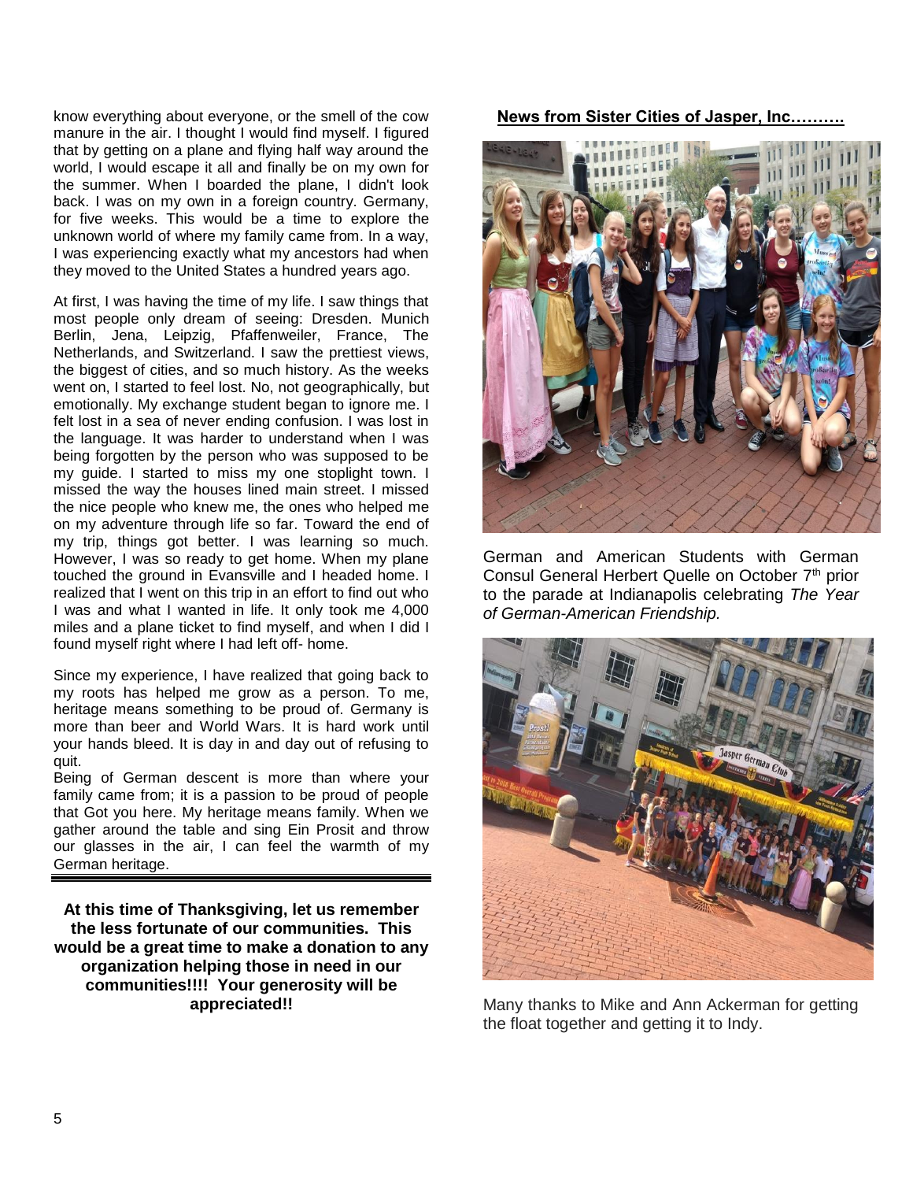know everything about everyone, or the smell of the cow manure in the air. I thought I would find myself. I figured that by getting on a plane and flying half way around the world, I would escape it all and finally be on my own for the summer. When I boarded the plane, I didn't look back. I was on my own in a foreign country. Germany, for five weeks. This would be a time to explore the unknown world of where my family came from. In a way, I was experiencing exactly what my ancestors had when they moved to the United States a hundred years ago.

At first, I was having the time of my life. I saw things that most people only dream of seeing: Dresden. Munich Berlin, Jena, Leipzig, Pfaffenweiler, France, The Netherlands, and Switzerland. I saw the prettiest views, the biggest of cities, and so much history. As the weeks went on, I started to feel lost. No, not geographically, but emotionally. My exchange student began to ignore me. I felt lost in a sea of never ending confusion. I was lost in the language. It was harder to understand when I was being forgotten by the person who was supposed to be my guide. I started to miss my one stoplight town. I missed the way the houses lined main street. I missed the nice people who knew me, the ones who helped me on my adventure through life so far. Toward the end of my trip, things got better. I was learning so much. However, I was so ready to get home. When my plane touched the ground in Evansville and I headed home. I realized that I went on this trip in an effort to find out who I was and what I wanted in life. It only took me 4,000 miles and a plane ticket to find myself, and when I did I found myself right where I had left off- home.

Since my experience, I have realized that going back to my roots has helped me grow as a person. To me, heritage means something to be proud of. Germany is more than beer and World Wars. It is hard work until your hands bleed. It is day in and day out of refusing to quit.

Being of German descent is more than where your family came from; it is a passion to be proud of people that Got you here. My heritage means family. When we gather around the table and sing Ein Prosit and throw our glasses in the air, I can feel the warmth of my German heritage.

---

**At this time of Thanksgiving, let us remember the less fortunate of our communities. This would be a great time to make a donation to any organization helping those in need in our communities!!!! Your generosity will be appreciated!!**

**News from Sister Cities of Jasper, Inc……….**

German and American Students with German Consul General Herbert Quelle on October 7th prior to the parade at Indianapolis celebrating *The Year of German-American Friendship.*

Many thanks to Mike and Ann Ackerman for getting the float together and getting it to Indy.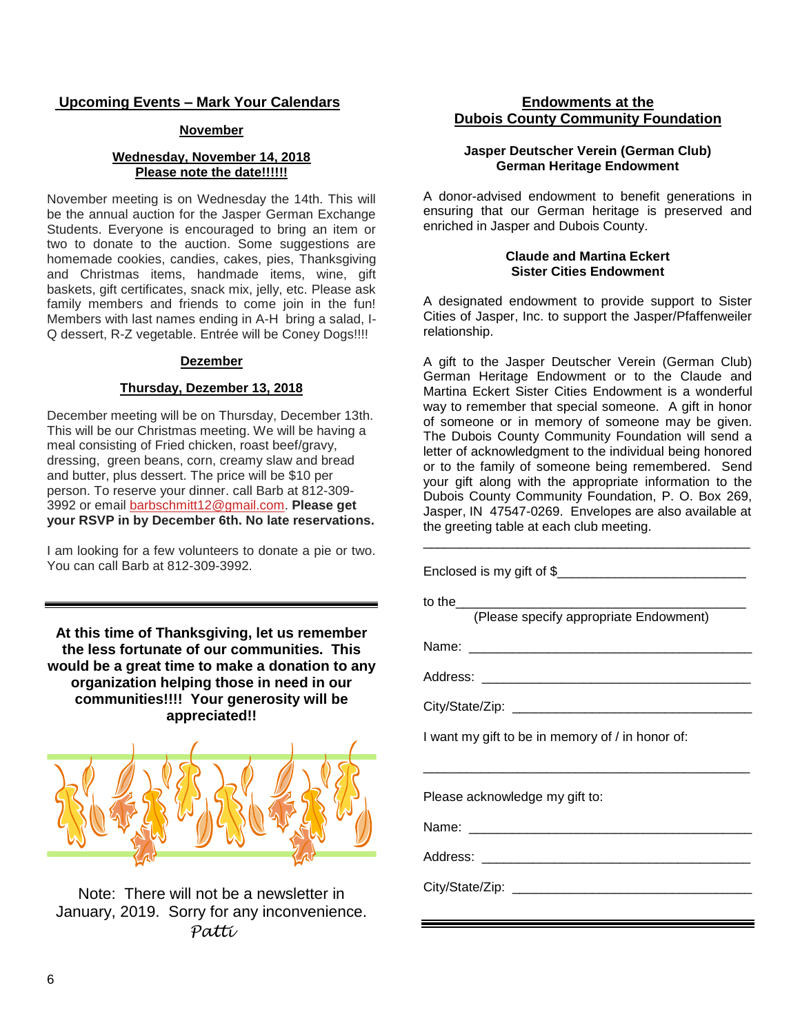## Upcoming Events – Mark Your Calendars

### November

**Wednesday, November 14, 2018**
**Please note the date!!!!!!**

November meeting is on Wednesday the 14th. This will be the annual auction for the Jasper German Exchange Students. Everyone is encouraged to bring an item or two to donate to the auction. Some suggestions are homemade cookies, candies, cakes, pies, Thanksgiving and Christmas items, handmade items, wine, gift baskets, gift certificates, snack mix, jelly, etc. Please ask family members and friends to come join in the fun! Members with last names ending in A-H bring a salad, I-Q dessert, R-Z vegetable. Entrée will be Coney Dogs!!!!

### Dezember

**Thursday, Dezember 13, 2018**

December meeting will be on Thursday, December 13th. This will be our Christmas meeting. We will be having a meal consisting of Fried chicken, roast beef/gravy, dressing, green beans, corn, creamy slaw and bread and butter, plus dessert. The price will be $10 per person. To reserve your dinner. call Barb at 812-309-3992 or email barbschmitt12@gmail.com. **Please get your RSVP in by December 6th. No late reservations.**

I am looking for a few volunteers to donate a pie or two. You can call Barb at 812-309-3992.

---

**At this time of Thanksgiving, let us remember the less fortunate of our communities. This would be a great time to make a donation to any organization helping those in need in our communities!!!! Your generosity will be appreciated!!**

Note: There will not be a newsletter in January, 2019. Sorry for any inconvenience.
*Patti*

## Endowments at the Dubois County Community Foundation

**Jasper Deutscher Verein (German Club)**
**German Heritage Endowment**

A donor-advised endowment to benefit generations in ensuring that our German heritage is preserved and enriched in Jasper and Dubois County.

**Claude and Martina Eckert**
**Sister Cities Endowment**

A designated endowment to provide support to Sister Cities of Jasper, Inc. to support the Jasper/Pfaffenweiler relationship.

A gift to the Jasper Deutscher Verein (German Club) German Heritage Endowment or to the Claude and Martina Eckert Sister Cities Endowment is a wonderful way to remember that special someone. A gift in honor of someone or in memory of someone may be given. The Dubois County Community Foundation will send a letter of acknowledgment to the individual being honored or to the family of someone being remembered. Send your gift along with the appropriate information to the Dubois County Community Foundation, P. O. Box 269, Jasper, IN 47547-0269. Envelopes are also available at the greeting table at each club meeting.

---

Enclosed is my gift of $__________________________

to the________________________________________
(Please specify appropriate Endowment)

Name: ________________________________________

Address: ______________________________________

City/State/Zip: _________________________________

I want my gift to be in memory of / in honor of:

______________________________________________

Please acknowledge my gift to:

Name: ________________________________________

Address: ______________________________________

City/State/Zip: _________________________________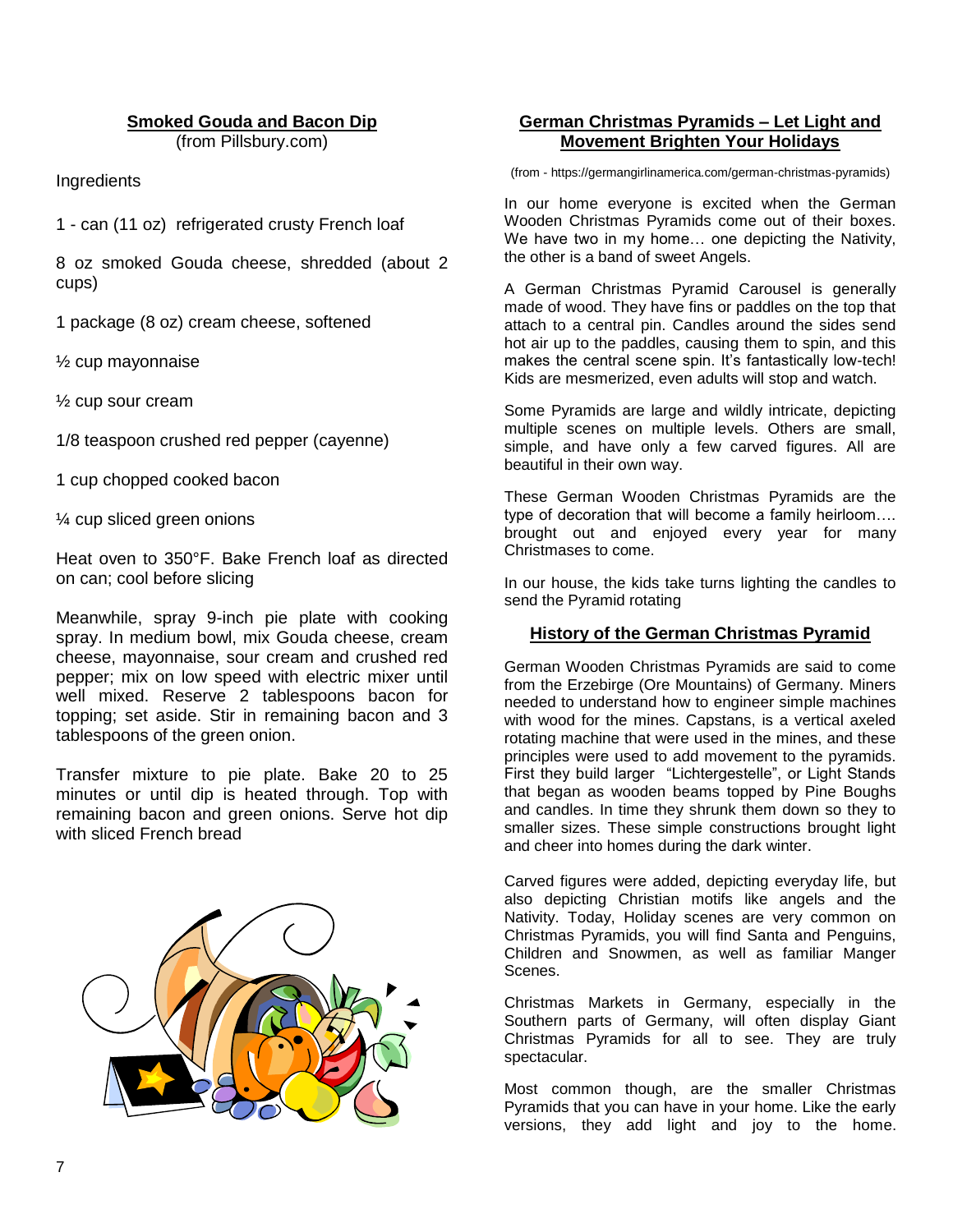## Smoked Gouda and Bacon Dip

(from Pillsbury.com)

Ingredients

1 - can (11 oz) refrigerated crusty French loaf

8 oz smoked Gouda cheese, shredded (about 2 cups)

1 package (8 oz) cream cheese, softened

½ cup mayonnaise

½ cup sour cream

1/8 teaspoon crushed red pepper (cayenne)

1 cup chopped cooked bacon

¼ cup sliced green onions

Heat oven to 350°F. Bake French loaf as directed on can; cool before slicing

Meanwhile, spray 9-inch pie plate with cooking spray. In medium bowl, mix Gouda cheese, cream cheese, mayonnaise, sour cream and crushed red pepper; mix on low speed with electric mixer until well mixed. Reserve 2 tablespoons bacon for topping; set aside. Stir in remaining bacon and 3 tablespoons of the green onion.

Transfer mixture to pie plate. Bake 20 to 25 minutes or until dip is heated through. Top with remaining bacon and green onions. Serve hot dip with sliced French bread

## German Christmas Pyramids – Let Light and Movement Brighten Your Holidays

(from - https://germangirlinamerica.com/german-christmas-pyramids)

In our home everyone is excited when the German Wooden Christmas Pyramids come out of their boxes. We have two in my home… one depicting the Nativity, the other is a band of sweet Angels.

A German Christmas Pyramid Carousel is generally made of wood. They have fins or paddles on the top that attach to a central pin. Candles around the sides send hot air up to the paddles, causing them to spin, and this makes the central scene spin. It's fantastically low-tech! Kids are mesmerized, even adults will stop and watch.

Some Pyramids are large and wildly intricate, depicting multiple scenes on multiple levels. Others are small, simple, and have only a few carved figures. All are beautiful in their own way.

These German Wooden Christmas Pyramids are the type of decoration that will become a family heirloom…. brought out and enjoyed every year for many Christmases to come.

In our house, the kids take turns lighting the candles to send the Pyramid rotating

### History of the German Christmas Pyramid

German Wooden Christmas Pyramids are said to come from the Erzebirge (Ore Mountains) of Germany. Miners needed to understand how to engineer simple machines with wood for the mines. Capstans, is a vertical axeled rotating machine that were used in the mines, and these principles were used to add movement to the pyramids. First they build larger "Lichtergestelle", or Light Stands that began as wooden beams topped by Pine Boughs and candles. In time they shrunk them down so they to smaller sizes. These simple constructions brought light and cheer into homes during the dark winter.

Carved figures were added, depicting everyday life, but also depicting Christian motifs like angels and the Nativity. Today, Holiday scenes are very common on Christmas Pyramids, you will find Santa and Penguins, Children and Snowmen, as well as familiar Manger Scenes.

Christmas Markets in Germany, especially in the Southern parts of Germany, will often display Giant Christmas Pyramids for all to see. They are truly spectacular.

Most common though, are the smaller Christmas Pyramids that you can have in your home. Like the early versions, they add light and joy to the home.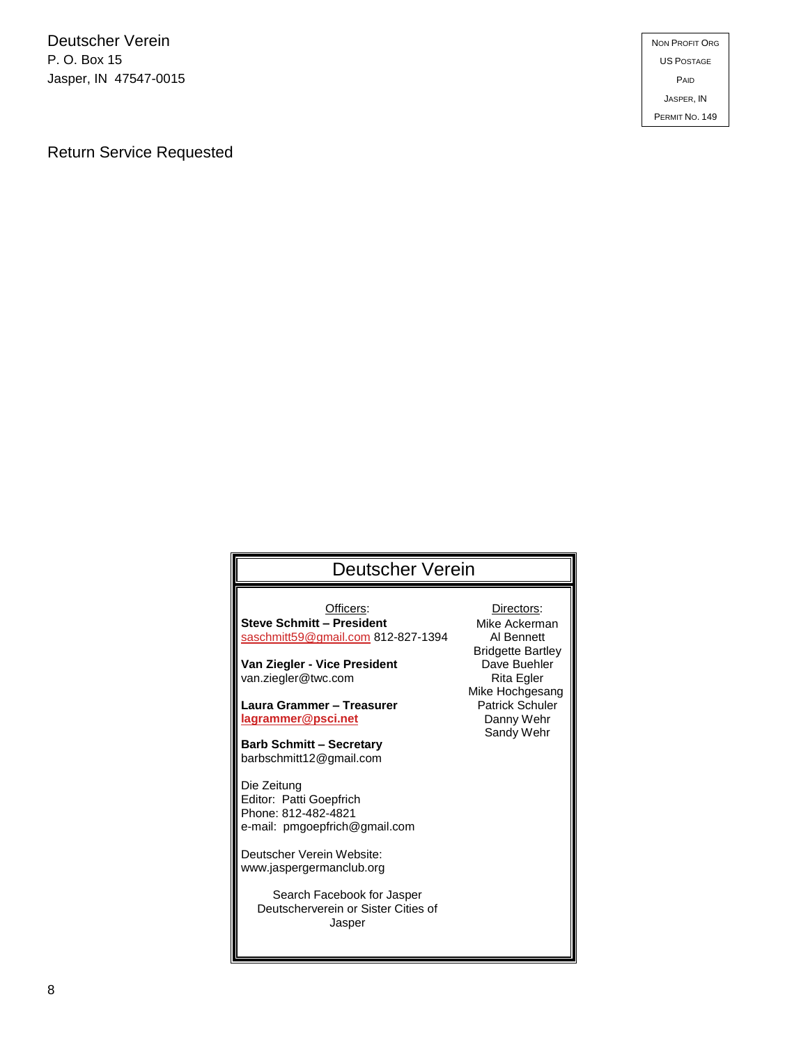Deutscher Verein
P. O. Box 15
Jasper, IN 47547-0015

NON PROFIT ORG
US POSTAGE
PAID
JASPER, IN
PERMIT NO. 149

Return Service Requested

## Deutscher Verein

Officers:

**Steve Schmitt – President**
saschmitt59@gmail.com 812-827-1394

**Van Ziegler - Vice President**
van.ziegler@twc.com

**Laura Grammer – Treasurer**
**lagrammer@psci.net**

**Barb Schmitt – Secretary**
barbschmitt12@gmail.com

Die Zeitung
Editor: Patti Goepfrich
Phone: 812-482-4821
e-mail: pmgoepfrich@gmail.com

Deutscher Verein Website:
www.jaspergermanclub.org

Search Facebook for Jasper Deutscherverein or Sister Cities of Jasper

Directors:
Mike Ackerman
Al Bennett
Bridgette Bartley
Dave Buehler
Rita Egler
Mike Hochgesang
Patrick Schuler
Danny Wehr
Sandy Wehr